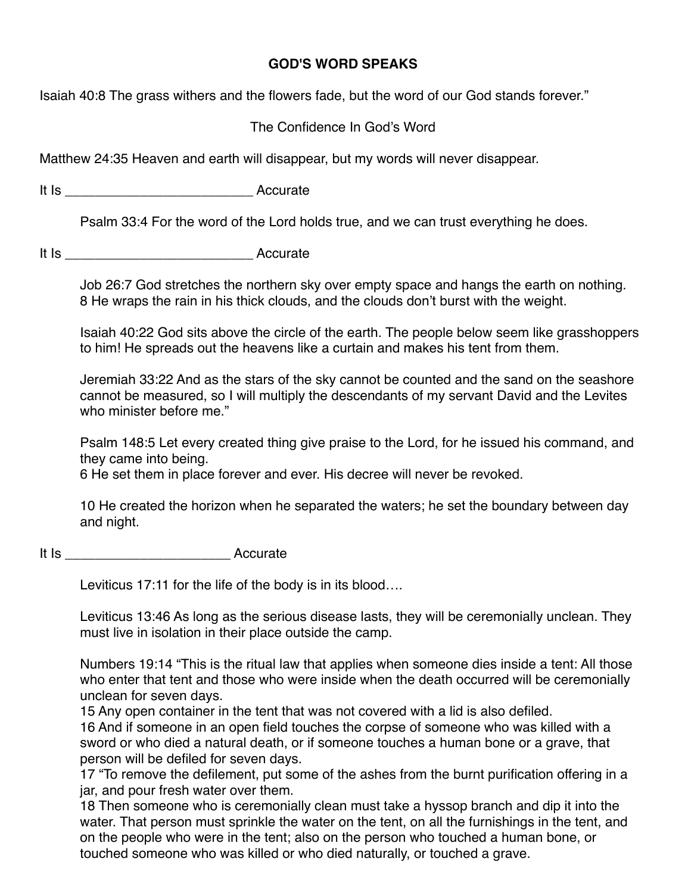# GOD'S WORD SPEAKS

Isaiah 40:8 The grass withers and the flowers fade, but the word of our God stands forever."

## The Confidence In God's Word

Matthew 24:35 Heaven and earth will disappear, but my words will never disappear.

It Is _________________________ Accurate

> Psalm 33:4 For the word of the Lord holds true, and we can trust everything he does.

It Is _________________________ Accurate

> Job 26:7 God stretches the northern sky over empty space and hangs the earth on nothing.
> 8 He wraps the rain in his thick clouds, and the clouds don't burst with the weight.
>
> Isaiah 40:22 God sits above the circle of the earth. The people below seem like grasshoppers to him! He spreads out the heavens like a curtain and makes his tent from them.
>
> Jeremiah 33:22 And as the stars of the sky cannot be counted and the sand on the seashore cannot be measured, so I will multiply the descendants of my servant David and the Levites who minister before me."
>
> Psalm 148:5 Let every created thing give praise to the Lord, for he issued his command, and they came into being.
> 6 He set them in place forever and ever. His decree will never be revoked.
>
> 10 He created the horizon when he separated the waters; he set the boundary between day and night.

It Is ______________________ Accurate

> Leviticus 17:11 for the life of the body is in its blood….
>
> Leviticus 13:46 As long as the serious disease lasts, they will be ceremonially unclean. They must live in isolation in their place outside the camp.
>
> Numbers 19:14 "This is the ritual law that applies when someone dies inside a tent: All those who enter that tent and those who were inside when the death occurred will be ceremonially unclean for seven days.
> 15 Any open container in the tent that was not covered with a lid is also defiled.
> 16 And if someone in an open field touches the corpse of someone who was killed with a sword or who died a natural death, or if someone touches a human bone or a grave, that person will be defiled for seven days.
> 17 "To remove the defilement, put some of the ashes from the burnt purification offering in a jar, and pour fresh water over them.
> 18 Then someone who is ceremonially clean must take a hyssop branch and dip it into the water. That person must sprinkle the water on the tent, on all the furnishings in the tent, and on the people who were in the tent; also on the person who touched a human bone, or touched someone who was killed or who died naturally, or touched a grave.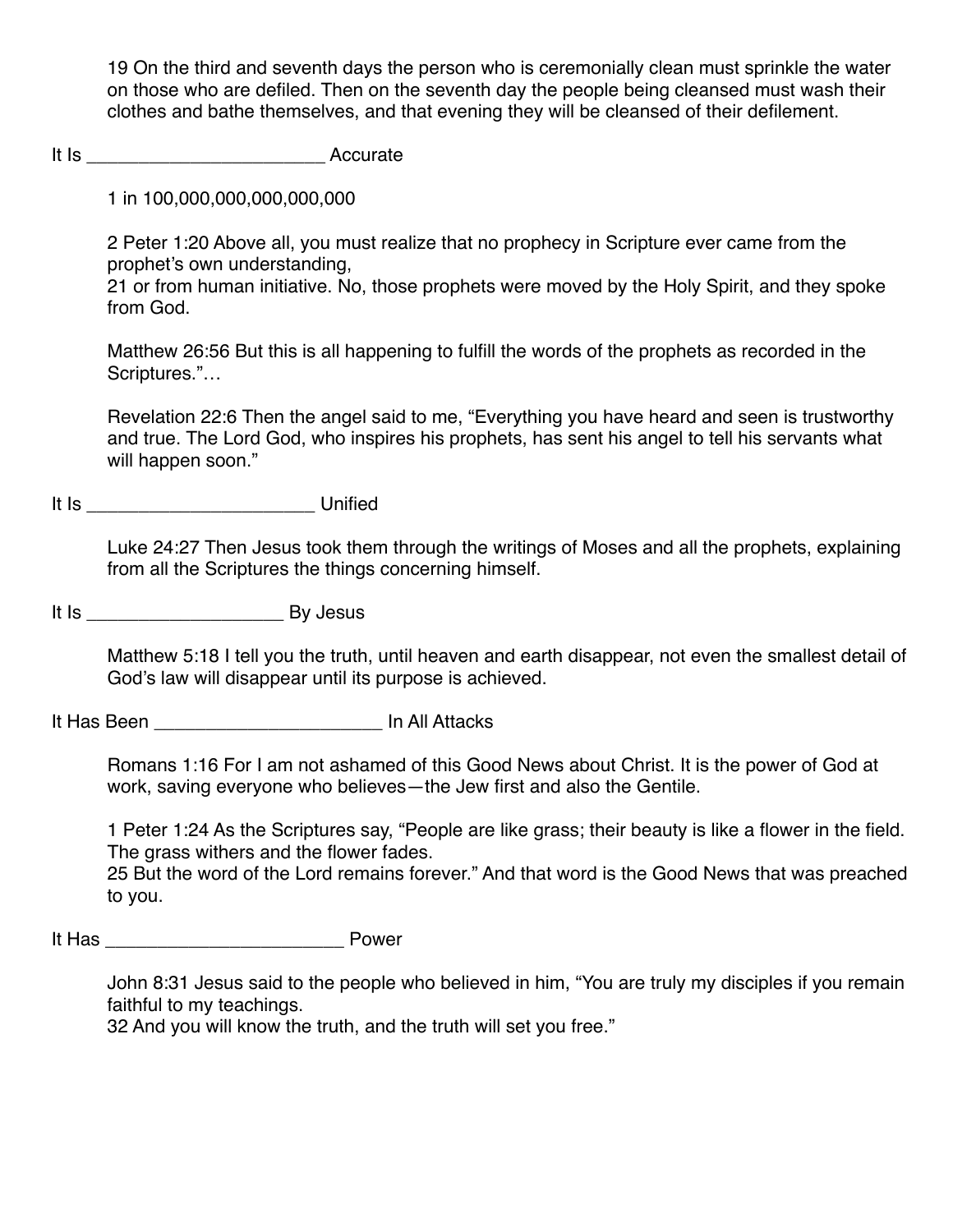19 On the third and seventh days the person who is ceremonially clean must sprinkle the water on those who are defiled. Then on the seventh day the people being cleansed must wash their clothes and bathe themselves, and that evening they will be cleansed of their defilement.

It Is _______________________ Accurate

1 in 100,000,000,000,000,000

2 Peter 1:20 Above all, you must realize that no prophecy in Scripture ever came from the prophet's own understanding,
21 or from human initiative. No, those prophets were moved by the Holy Spirit, and they spoke from God.

Matthew 26:56 But this is all happening to fulfill the words of the prophets as recorded in the Scriptures."…

Revelation 22:6 Then the angel said to me, "Everything you have heard and seen is trustworthy and true. The Lord God, who inspires his prophets, has sent his angel to tell his servants what will happen soon."

It Is ______________________ Unified

Luke 24:27 Then Jesus took them through the writings of Moses and all the prophets, explaining from all the Scriptures the things concerning himself.

It Is ___________________ By Jesus

Matthew 5:18 I tell you the truth, until heaven and earth disappear, not even the smallest detail of God's law will disappear until its purpose is achieved.

It Has Been ______________________ In All Attacks

Romans 1:16 For I am not ashamed of this Good News about Christ. It is the power of God at work, saving everyone who believes—the Jew first and also the Gentile.

1 Peter 1:24 As the Scriptures say, "People are like grass; their beauty is like a flower in the field. The grass withers and the flower fades.
25 But the word of the Lord remains forever." And that word is the Good News that was preached to you.

It Has _______________________ Power

John 8:31 Jesus said to the people who believed in him, "You are truly my disciples if you remain faithful to my teachings.
32 And you will know the truth, and the truth will set you free."